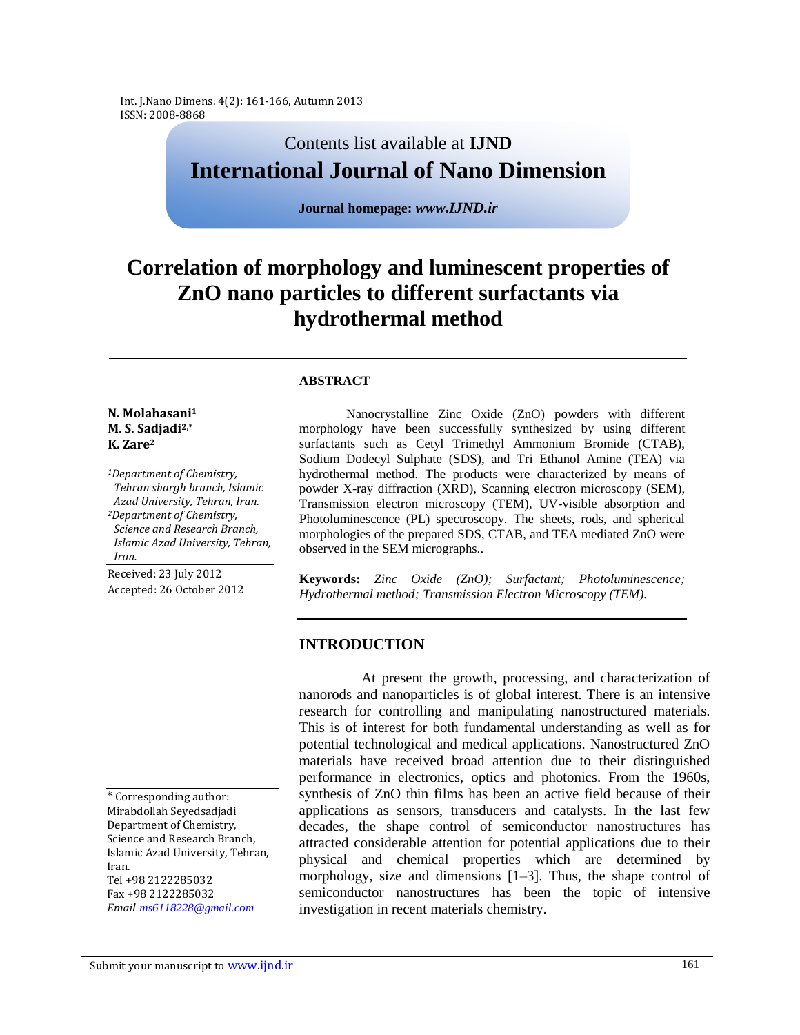Contents list available at **IJND**

**International Journal of Nano Dimension**

**Journal homepage:** ***www.IJND.ir***

# Correlation of morphology and luminescent properties of ZnO nano particles to different surfactants via hydrothermal method

**N. Molahasani**[1]
**M. S. Sadjadi**[2,*]
**K. Zare**[2]

*[1]Department of Chemistry, Tehran shargh branch, Islamic Azad University, Tehran, Iran.*
*[2]Department of Chemistry, Science and Research Branch, Islamic Azad University, Tehran, Iran.*

Received: 23 July 2012
Accepted: 26 October 2012

## ABSTRACT

Nanocrystalline Zinc Oxide (ZnO) powders with different morphology have been successfully synthesized by using different surfactants such as Cetyl Trimethyl Ammonium Bromide (CTAB), Sodium Dodecyl Sulphate (SDS), and Tri Ethanol Amine (TEA) via hydrothermal method. The products were characterized by means of powder X-ray diffraction (XRD), Scanning electron microscopy (SEM), Transmission electron microscopy (TEM), UV-visible absorption and Photoluminescence (PL) spectroscopy. The sheets, rods, and spherical morphologies of the prepared SDS, CTAB, and TEA mediated ZnO were observed in the SEM micrographs..

**Keywords:** *Zinc Oxide (ZnO); Surfactant; Photoluminescence; Hydrothermal method; Transmission Electron Microscopy (TEM).*

## INTRODUCTION

At present the growth, processing, and characterization of nanorods and nanoparticles is of global interest. There is an intensive research for controlling and manipulating nanostructured materials. This is of interest for both fundamental understanding as well as for potential technological and medical applications. Nanostructured ZnO materials have received broad attention due to their distinguished performance in electronics, optics and photonics. From the 1960s, synthesis of ZnO thin films has been an active field because of their applications as sensors, transducers and catalysts. In the last few decades, the shape control of semiconductor nanostructures has attracted considerable attention for potential applications due to their physical and chemical properties which are determined by morphology, size and dimensions [1–3]. Thus, the shape control of semiconductor nanostructures has been the topic of intensive investigation in recent materials chemistry.

\* Corresponding author:
Mirabdollah Seyedsadjadi
Department of Chemistry, Science and Research Branch, Islamic Azad University, Tehran, Iran.
Tel +98 2122285032
Fax +98 2122285032
*Email ms6118228@gmail.com*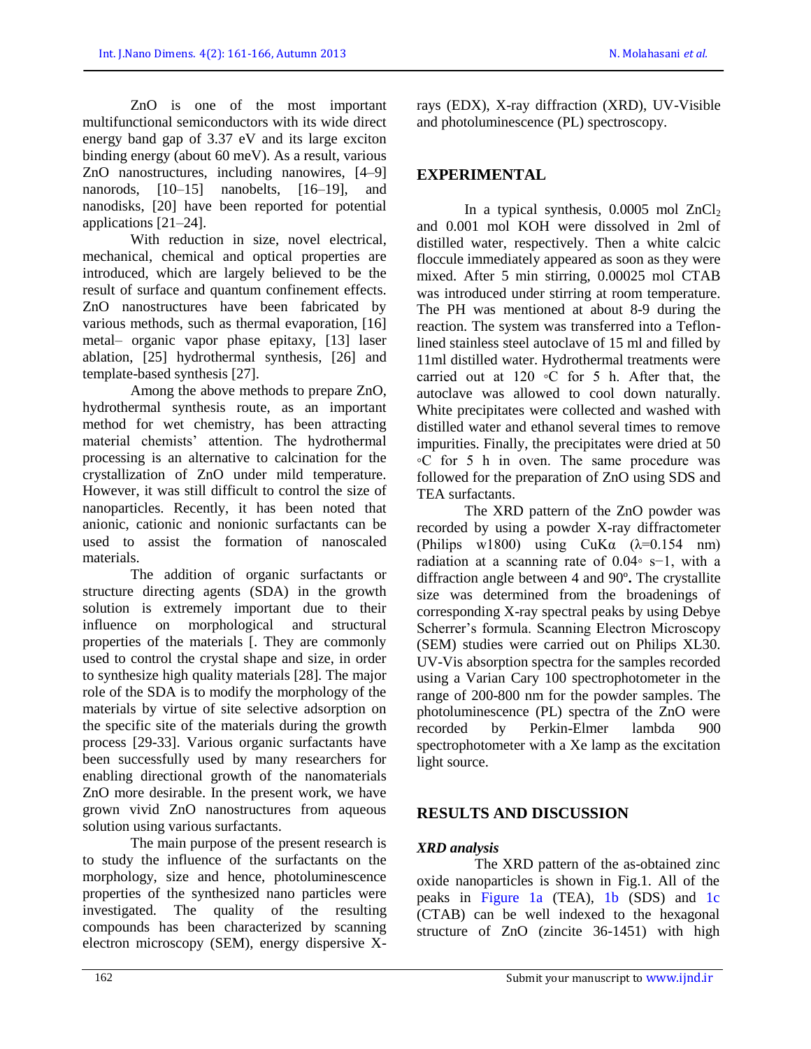ZnO is one of the most important multifunctional semiconductors with its wide direct energy band gap of 3.37 eV and its large exciton binding energy (about 60 meV). As a result, various ZnO nanostructures, including nanowires, [4–9] nanorods, [10–15] nanobelts, [16–19], and nanodisks, [20] have been reported for potential applications [21–24].

With reduction in size, novel electrical, mechanical, chemical and optical properties are introduced, which are largely believed to be the result of surface and quantum confinement effects. ZnO nanostructures have been fabricated by various methods, such as thermal evaporation, [16] metal– organic vapor phase epitaxy, [13] laser ablation, [25] hydrothermal synthesis, [26] and template-based synthesis [27].

Among the above methods to prepare ZnO, hydrothermal synthesis route, as an important method for wet chemistry, has been attracting material chemists' attention. The hydrothermal processing is an alternative to calcination for the crystallization of ZnO under mild temperature. However, it was still difficult to control the size of nanoparticles. Recently, it has been noted that anionic, cationic and nonionic surfactants can be used to assist the formation of nanoscaled materials.

The addition of organic surfactants or structure directing agents (SDA) in the growth solution is extremely important due to their influence on morphological and structural properties of the materials [. They are commonly used to control the crystal shape and size, in order to synthesize high quality materials [28]. The major role of the SDA is to modify the morphology of the materials by virtue of site selective adsorption on the specific site of the materials during the growth process [29-33]. Various organic surfactants have been successfully used by many researchers for enabling directional growth of the nanomaterials ZnO more desirable. In the present work, we have grown vivid ZnO nanostructures from aqueous solution using various surfactants.

The main purpose of the present research is to study the influence of the surfactants on the morphology, size and hence, photoluminescence properties of the synthesized nano particles were investigated. The quality of the resulting compounds has been characterized by scanning electron microscopy (SEM), energy dispersive X-rays (EDX), X-ray diffraction (XRD), UV-Visible and photoluminescence (PL) spectroscopy.

## EXPERIMENTAL

In a typical synthesis, 0.0005 mol $ZnCl_2$ and 0.001 mol KOH were dissolved in 2ml of distilled water, respectively. Then a white calcic floccule immediately appeared as soon as they were mixed. After 5 min stirring, 0.00025 mol CTAB was introduced under stirring at room temperature. The PH was mentioned at about 8-9 during the reaction. The system was transferred into a Teflon-lined stainless steel autoclave of 15 ml and filled by 11ml distilled water. Hydrothermal treatments were carried out at 120 ◦C for 5 h. After that, the autoclave was allowed to cool down naturally. White precipitates were collected and washed with distilled water and ethanol several times to remove impurities. Finally, the precipitates were dried at 50 ◦C for 5 h in oven. The same procedure was followed for the preparation of ZnO using SDS and TEA surfactants.

The XRD pattern of the ZnO powder was recorded by using a powder X-ray diffractometer (Philips w1800) using CuKα (λ=0.154 nm) radiation at a scanning rate of $0.04^{\circ}\ s^{-1}$, with a diffraction angle between 4 and 90º**.** The crystallite size was determined from the broadenings of corresponding X-ray spectral peaks by using Debye Scherrer's formula. Scanning Electron Microscopy (SEM) studies were carried out on Philips XL30. UV-Vis absorption spectra for the samples recorded using a Varian Cary 100 spectrophotometer in the range of 200-800 nm for the powder samples. The photoluminescence (PL) spectra of the ZnO were recorded by Perkin-Elmer lambda 900 spectrophotometer with a Xe lamp as the excitation light source.

## RESULTS AND DISCUSSION

### *XRD analysis*

The XRD pattern of the as-obtained zinc oxide nanoparticles is shown in Fig.1. All of the peaks in Figure 1a (TEA), 1b (SDS) and 1c (CTAB) can be well indexed to the hexagonal structure of ZnO (zincite 36-1451) with high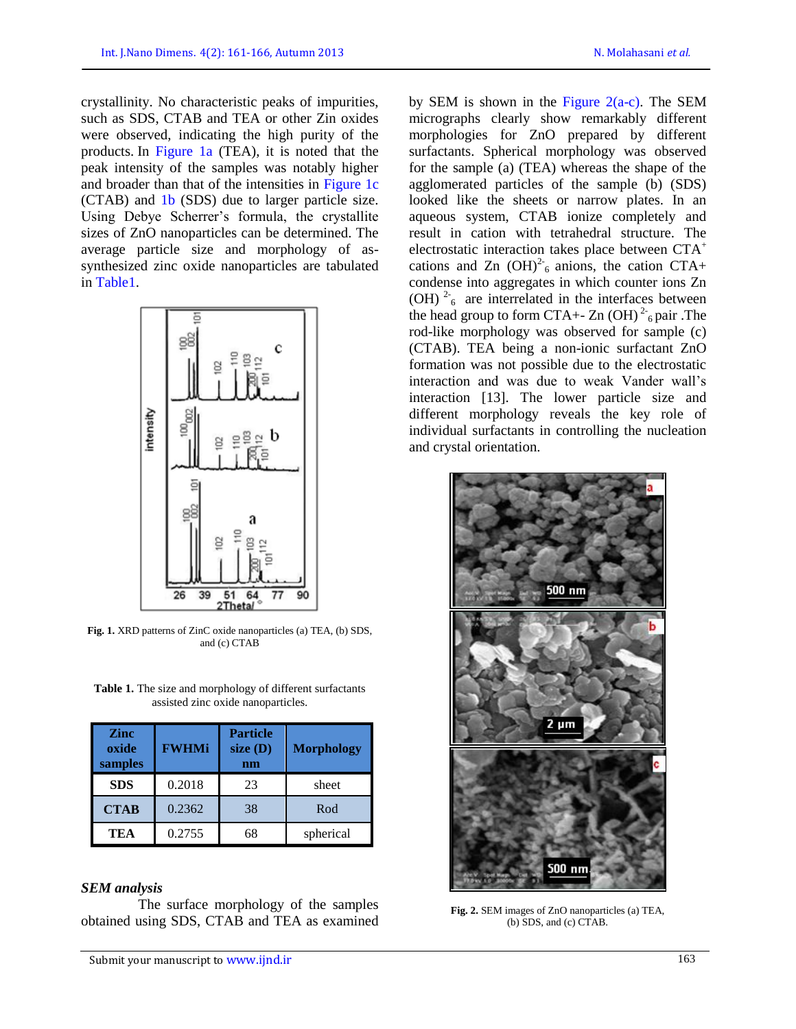crystallinity. No characteristic peaks of impurities, such as SDS, CTAB and TEA or other Zin oxides were observed, indicating the high purity of the products. In Figure 1a (TEA), it is noted that the peak intensity of the samples was notably higher and broader than that of the intensities in Figure 1c (CTAB) and 1b (SDS) due to larger particle size. Using Debye Scherrer's formula, the crystallite sizes of ZnO nanoparticles can be determined. The average particle size and morphology of as-synthesized zinc oxide nanoparticles are tabulated in Table1.

**Fig. 1.** XRD patterns of ZinC oxide nanoparticles (a) TEA, (b) SDS, and (c) CTAB

**Table 1.** The size and morphology of different surfactants assisted zinc oxide nanoparticles.

| Zinc oxide samples | FWHMi | Particle size (D) nm | Morphology |
|---|---|---|---|
| SDS | 0.2018 | 23 | sheet |
| CTAB | 0.2362 | 38 | Rod |
| TEA | 0.2755 | 68 | spherical |

***SEM analysis***

The surface morphology of the samples obtained using SDS, CTAB and TEA as examined by SEM is shown in the Figure 2(a-c). The SEM micrographs clearly show remarkably different morphologies for ZnO prepared by different surfactants. Spherical morphology was observed for the sample (a) (TEA) whereas the shape of the agglomerated particles of the sample (b) (SDS) looked like the sheets or narrow plates. In an aqueous system, CTAB ionize completely and result in cation with tetrahedral structure. The electrostatic interaction takes place between $CTA^{+}$ cations and Zn $(OH)^{2-}_{6}$ anions, the cation CTA+ condense into aggregates in which counter ions Zn $(OH)^{2-}_{6}$ are interrelated in the interfaces between the head group to form CTA+- Zn $(OH)^{2-}_{6}$ pair .The rod-like morphology was observed for sample (c) (CTAB). TEA being a non-ionic surfactant ZnO formation was not possible due to the electrostatic interaction and was due to weak Vander wall's interaction [13]. The lower particle size and different morphology reveals the key role of individual surfactants in controlling the nucleation and crystal orientation.

**Fig. 2.** SEM images of ZnO nanoparticles (a) TEA, (b) SDS, and (c) CTAB.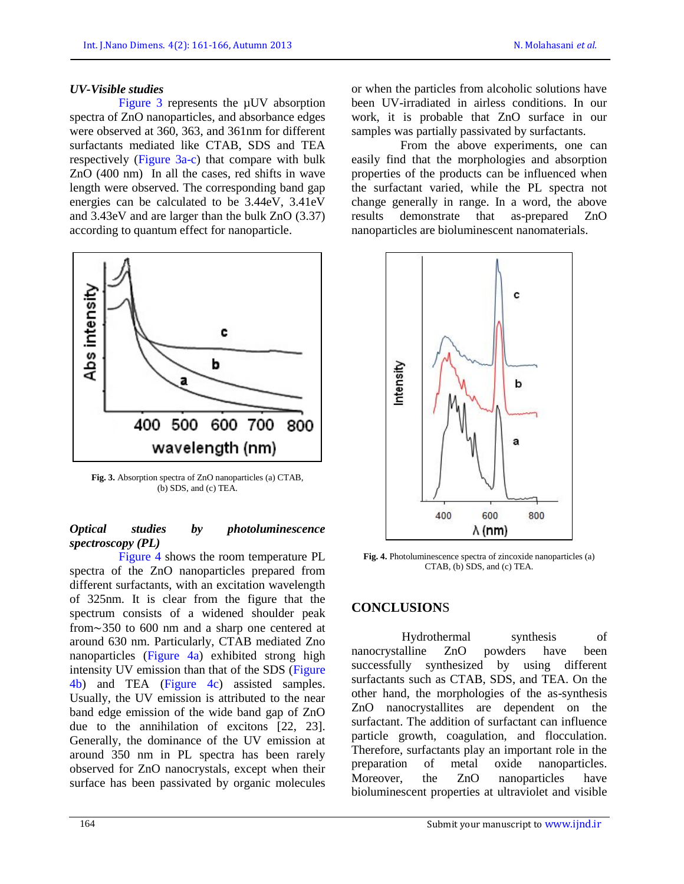### *UV-Visible studies*

Figure 3 represents the µUV absorption spectra of ZnO nanoparticles, and absorbance edges were observed at 360, 363, and 361nm for different surfactants mediated like CTAB, SDS and TEA respectively (Figure 3a-c) that compare with bulk ZnO (400 nm) In all the cases, red shifts in wave length were observed. The corresponding band gap energies can be calculated to be 3.44eV, 3.41eV and 3.43eV and are larger than the bulk ZnO (3.37) according to quantum effect for nanoparticle.

**Fig. 3.** Absorption spectra of ZnO nanoparticles (a) CTAB, (b) SDS, and (c) TEA.

### *Optical studies by photoluminescence spectroscopy (PL)*

Figure 4 shows the room temperature PL spectra of the ZnO nanoparticles prepared from different surfactants, with an excitation wavelength of 325nm. It is clear from the figure that the spectrum consists of a widened shoulder peak from∼350 to 600 nm and a sharp one centered at around 630 nm. Particularly, CTAB mediated Zno nanoparticles (Figure 4a) exhibited strong high intensity UV emission than that of the SDS (Figure 4b) and TEA (Figure 4c) assisted samples. Usually, the UV emission is attributed to the near band edge emission of the wide band gap of ZnO due to the annihilation of excitons [22, 23]. Generally, the dominance of the UV emission at around 350 nm in PL spectra has been rarely observed for ZnO nanocrystals, except when their surface has been passivated by organic molecules or when the particles from alcoholic solutions have been UV-irradiated in airless conditions. In our work, it is probable that ZnO surface in our samples was partially passivated by surfactants.

From the above experiments, one can easily find that the morphologies and absorption properties of the products can be influenced when the surfactant varied, while the PL spectra not change generally in range. In a word, the above results demonstrate that as-prepared ZnO nanoparticles are bioluminescent nanomaterials.

**Fig. 4.** Photoluminescence spectra of zincoxide nanoparticles (a) CTAB, (b) SDS, and (c) TEA.

## CONCLUSIONS

Hydrothermal synthesis of nanocrystalline ZnO powders have been successfully synthesized by using different surfactants such as CTAB, SDS, and TEA. On the other hand, the morphologies of the as-synthesis ZnO nanocrystallites are dependent on the surfactant. The addition of surfactant can influence particle growth, coagulation, and flocculation. Therefore, surfactants play an important role in the preparation of metal oxide nanoparticles. Moreover, the ZnO nanoparticles have bioluminescent properties at ultraviolet and visible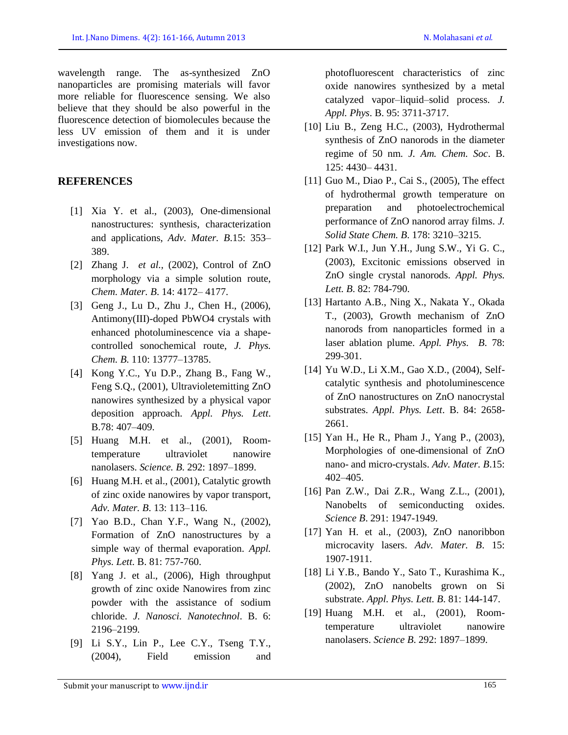wavelength range. The as-synthesized ZnO nanoparticles are promising materials will favor more reliable for fluorescence sensing. We also believe that they should be also powerful in the fluorescence detection of biomolecules because the less UV emission of them and it is under investigations now.

## REFERENCES

[1] Xia Y. et al., (2003), One-dimensional nanostructures: synthesis, characterization and applications, *Adv. Mater. B*.15: 353–389.

[2] Zhang J. *et al*., (2002), Control of ZnO morphology via a simple solution route, *Chem. Mater. B*. 14: 4172– 4177.

[3] Geng J., Lu D., Zhu J., Chen H., (2006), Antimony(III)-doped PbWO4 crystals with enhanced photoluminescence via a shape-controlled sonochemical route, *J. Phys. Chem. B*. 110: 13777–13785.

[4] Kong Y.C., Yu D.P., Zhang B., Fang W., Feng S.Q., (2001), Ultravioletemitting ZnO nanowires synthesized by a physical vapor deposition approach. *Appl. Phys. Lett*. B.78: 407–409.

[5] Huang M.H. et al., (2001), Room-temperature ultraviolet nanowire nanolasers. *Science. B*. 292: 1897–1899.

[6] Huang M.H. et al., (2001), Catalytic growth of zinc oxide nanowires by vapor transport, *Adv. Mater. B*. 13: 113–116.

[7] Yao B.D., Chan Y.F., Wang N., (2002), Formation of ZnO nanostructures by a simple way of thermal evaporation. *Appl. Phys. Lett*. B. 81: 757-760.

[8] Yang J. et al., (2006), High throughput growth of zinc oxide Nanowires from zinc powder with the assistance of sodium chloride. *J. Nanosci. Nanotechnol*. B. 6: 2196–2199.

[9] Li S.Y., Lin P., Lee C.Y., Tseng T.Y., (2004), Field emission and photofluorescent characteristics of zinc oxide nanowires synthesized by a metal catalyzed vapor–liquid–solid process. *J. Appl. Phys*. B. 95: 3711-3717.

[10] Liu B., Zeng H.C., (2003), Hydrothermal synthesis of ZnO nanorods in the diameter regime of 50 nm. *J. Am. Chem. Soc*. B. 125: 4430– 4431.

[11] Guo M., Diao P., Cai S., (2005), The effect of hydrothermal growth temperature on preparation and photoelectrochemical performance of ZnO nanorod array films. *J. Solid State Chem. B*. 178: 3210–3215.

[12] Park W.I., Jun Y.H., Jung S.W., Yi G. C., (2003), Excitonic emissions observed in ZnO single crystal nanorods. *Appl. Phys. Lett. B*. 82: 784-790.

[13] Hartanto A.B., Ning X., Nakata Y., Okada T., (2003), Growth mechanism of ZnO nanorods from nanoparticles formed in a laser ablation plume. *Appl. Phys. B*. 78: 299-301.

[14] Yu W.D., Li X.M., Gao X.D., (2004), Self-catalytic synthesis and photoluminescence of ZnO nanostructures on ZnO nanocrystal substrates. *Appl. Phys. Lett*. B. 84: 2658-2661.

[15] Yan H., He R., Pham J., Yang P., (2003), Morphologies of one-dimensional of ZnO nano- and micro-crystals. *Adv. Mater. B*.15: 402–405.

[16] Pan Z.W., Dai Z.R., Wang Z.L., (2001), Nanobelts of semiconducting oxides. *Science B*. 291: 1947-1949.

[17] Yan H. et al., (2003), ZnO nanoribbon microcavity lasers. *Adv. Mater. B*. 15: 1907-1911.

[18] Li Y.B., Bando Y., Sato T., Kurashima K., (2002), ZnO nanobelts grown on Si substrate. *Appl. Phys. Lett. B*. 81: 144-147.

[19] Huang M.H. et al., (2001), Room-temperature ultraviolet nanowire nanolasers. *Science B*. 292: 1897–1899.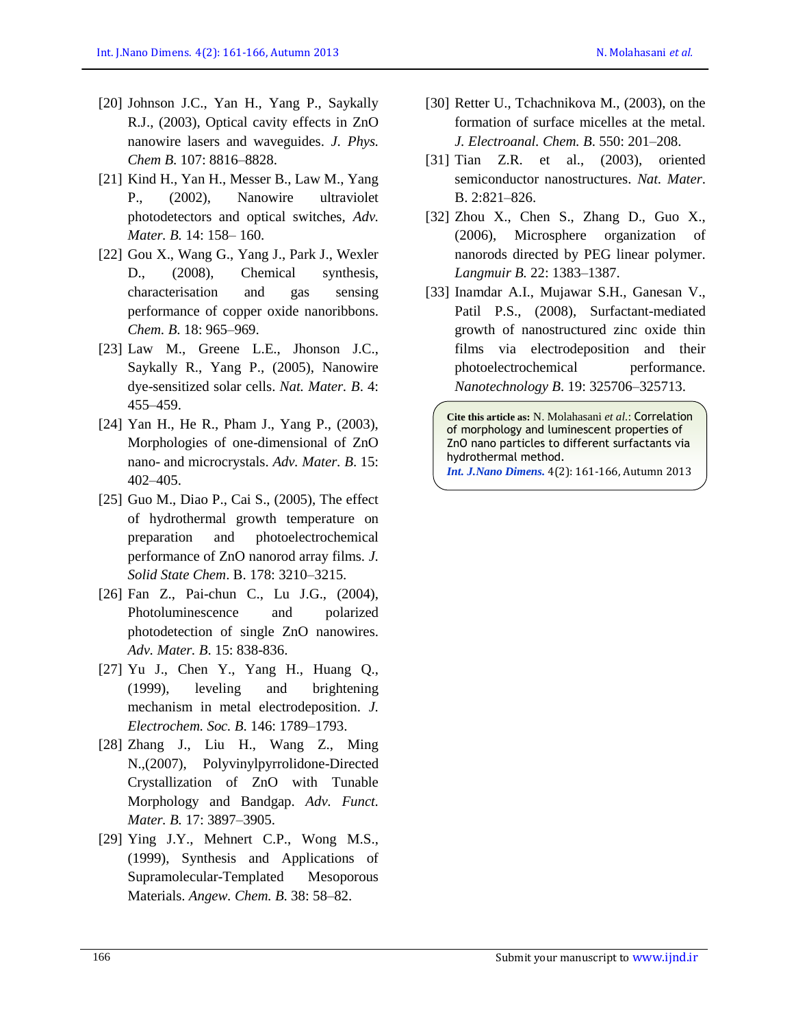[20] Johnson J.C., Yan H., Yang P., Saykally R.J., (2003), Optical cavity effects in ZnO nanowire lasers and waveguides. *J. Phys. Chem B.* 107: 8816–8828.

[21] Kind H., Yan H., Messer B., Law M., Yang P., (2002), Nanowire ultraviolet photodetectors and optical switches, *Adv. Mater. B.* 14: 158– 160.

[22] Gou X., Wang G., Yang J., Park J., Wexler D., (2008), Chemical synthesis, characterisation and gas sensing performance of copper oxide nanoribbons. *Chem. B.* 18: 965–969.

[23] Law M., Greene L.E., Jhonson J.C., Saykally R., Yang P., (2005), Nanowire dye-sensitized solar cells. *Nat. Mater. B*. 4: 455–459.

[24] Yan H., He R., Pham J., Yang P., (2003), Morphologies of one-dimensional of ZnO nano- and microcrystals. *Adv. Mater. B*. 15: 402–405.

[25] Guo M., Diao P., Cai S., (2005), The effect of hydrothermal growth temperature on preparation and photoelectrochemical performance of ZnO nanorod array films. *J. Solid State Chem*. B. 178: 3210–3215.

[26] Fan Z., Pai-chun C., Lu J.G., (2004), Photoluminescence and polarized photodetection of single ZnO nanowires. *Adv. Mater. B.* 15: 838-836.

[27] Yu J., Chen Y., Yang H., Huang Q., (1999), leveling and brightening mechanism in metal electrodeposition. *J. Electrochem. Soc. B.* 146: 1789–1793.

[28] Zhang J., Liu H., Wang Z., Ming N.,(2007), Polyvinylpyrrolidone-Directed Crystallization of ZnO with Tunable Morphology and Bandgap. *Adv. Funct. Mater. B.* 17: 3897–3905.

[29] Ying J.Y., Mehnert C.P., Wong M.S., (1999), Synthesis and Applications of Supramolecular-Templated Mesoporous Materials. *Angew. Chem. B.* 38: 58–82.

[30] Retter U., Tchachnikova M., (2003), on the formation of surface micelles at the metal. *J. Electroanal. Chem. B.* 550: 201–208.

[31] Tian Z.R. et al., (2003), oriented semiconductor nanostructures. *Nat. Mater.* B. 2:821–826.

[32] Zhou X., Chen S., Zhang D., Guo X., (2006), Microsphere organization of nanorods directed by PEG linear polymer. *Langmuir B.* 22: 1383–1387.

[33] Inamdar A.I., Mujawar S.H., Ganesan V., Patil P.S., (2008), Surfactant-mediated growth of nanostructured zinc oxide thin films via electrodeposition and their photoelectrochemical performance. *Nanotechnology B*. 19: 325706–325713.

**Cite this article as:** N. Molahasani *et al.*: Correlation of morphology and luminescent properties of ZnO nano particles to different surfactants via hydrothermal method.
*Int. J.Nano Dimens.* 4(2): 161-166, Autumn 2013